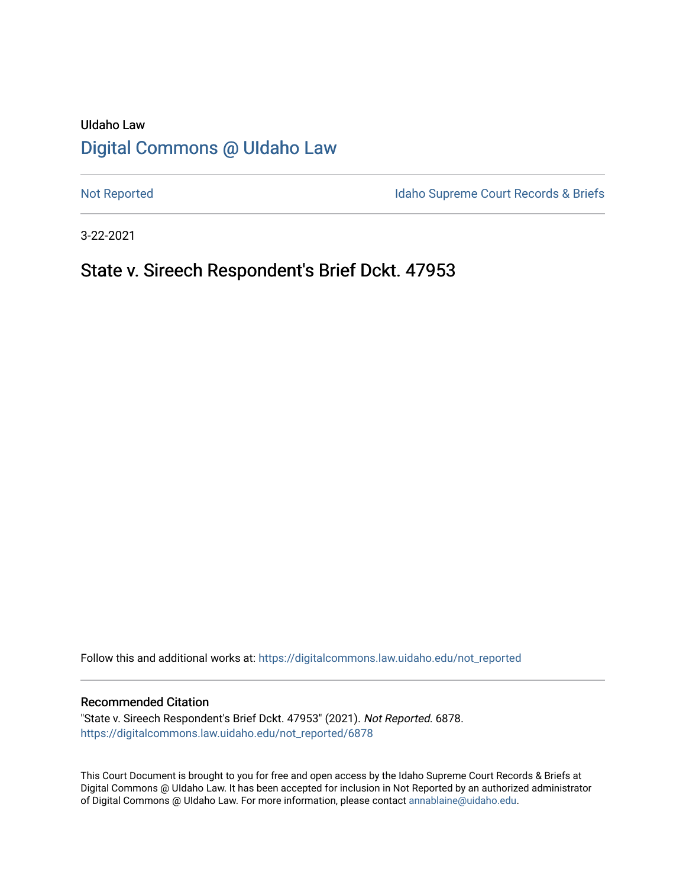UIdaho Law

# Digital Commons @ UIdaho Law

Not Reported

Idaho Supreme Court Records & Briefs

3-22-2021

## State v. Sireech Respondent's Brief Dckt. 47953

Follow this and additional works at: https://digitalcommons.law.uidaho.edu/not_reported

### Recommended Citation

"State v. Sireech Respondent's Brief Dckt. 47953" (2021). *Not Reported.* 6878.
https://digitalcommons.law.uidaho.edu/not_reported/6878

This Court Document is brought to you for free and open access by the Idaho Supreme Court Records & Briefs at Digital Commons @ UIdaho Law. It has been accepted for inclusion in Not Reported by an authorized administrator of Digital Commons @ UIdaho Law. For more information, please contact annablaine@uidaho.edu.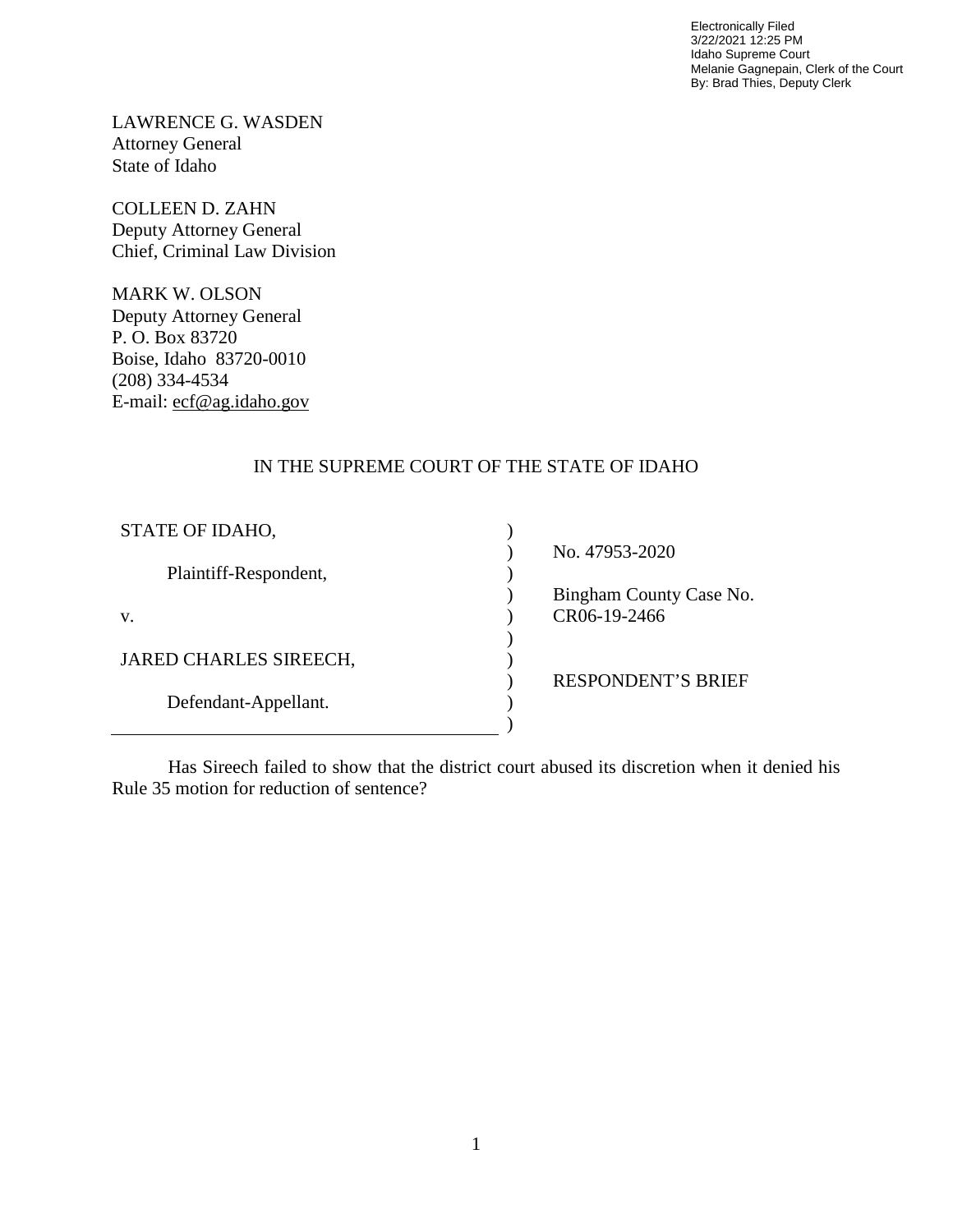Electronically Filed
3/22/2021 12:25 PM
Idaho Supreme Court
Melanie Gagnepain, Clerk of the Court
By: Brad Thies, Deputy Clerk

LAWRENCE G. WASDEN
Attorney General
State of Idaho

COLLEEN D. ZAHN
Deputy Attorney General
Chief, Criminal Law Division

MARK W. OLSON
Deputy Attorney General
P. O. Box 83720
Boise, Idaho 83720-0010
(208) 334-4534
E-mail: ecf@ag.idaho.gov

IN THE SUPREME COURT OF THE STATE OF IDAHO

| | | |
|---|---|---|
| STATE OF IDAHO, | ) | |
| | ) | No. 47953-2020 |
| Plaintiff-Respondent, | ) | |
| | ) | Bingham County Case No. |
| v. | ) | CR06-19-2466 |
| | ) | |
| JARED CHARLES SIREECH, | ) | |
| | ) | RESPONDENT'S BRIEF |
| Defendant-Appellant. | ) | |
| | ) | |

Has Sireech failed to show that the district court abused its discretion when it denied his Rule 35 motion for reduction of sentence?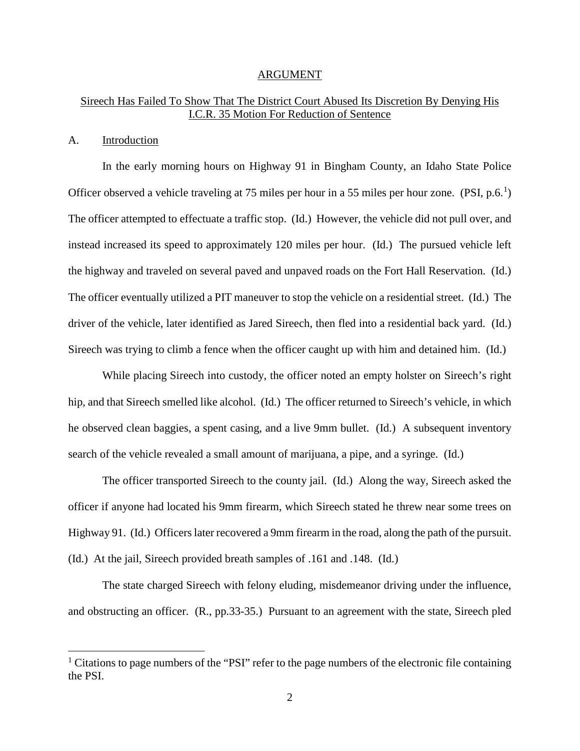## ARGUMENT

### Sireech Has Failed To Show That The District Court Abused Its Discretion By Denying His I.C.R. 35 Motion For Reduction of Sentence

#### A. Introduction

In the early morning hours on Highway 91 in Bingham County, an Idaho State Police Officer observed a vehicle traveling at 75 miles per hour in a 55 miles per hour zone. (PSI, p.6.[1]) The officer attempted to effectuate a traffic stop. (Id.) However, the vehicle did not pull over, and instead increased its speed to approximately 120 miles per hour. (Id.) The pursued vehicle left the highway and traveled on several paved and unpaved roads on the Fort Hall Reservation. (Id.) The officer eventually utilized a PIT maneuver to stop the vehicle on a residential street. (Id.) The driver of the vehicle, later identified as Jared Sireech, then fled into a residential back yard. (Id.) Sireech was trying to climb a fence when the officer caught up with him and detained him. (Id.)

While placing Sireech into custody, the officer noted an empty holster on Sireech's right hip, and that Sireech smelled like alcohol. (Id.) The officer returned to Sireech's vehicle, in which he observed clean baggies, a spent casing, and a live 9mm bullet. (Id.) A subsequent inventory search of the vehicle revealed a small amount of marijuana, a pipe, and a syringe. (Id.)

The officer transported Sireech to the county jail. (Id.) Along the way, Sireech asked the officer if anyone had located his 9mm firearm, which Sireech stated he threw near some trees on Highway 91. (Id.) Officers later recovered a 9mm firearm in the road, along the path of the pursuit. (Id.) At the jail, Sireech provided breath samples of .161 and .148. (Id.)

The state charged Sireech with felony eluding, misdemeanor driving under the influence, and obstructing an officer. (R., pp.33-35.) Pursuant to an agreement with the state, Sireech pled

---

[1] Citations to page numbers of the "PSI" refer to the page numbers of the electronic file containing the PSI.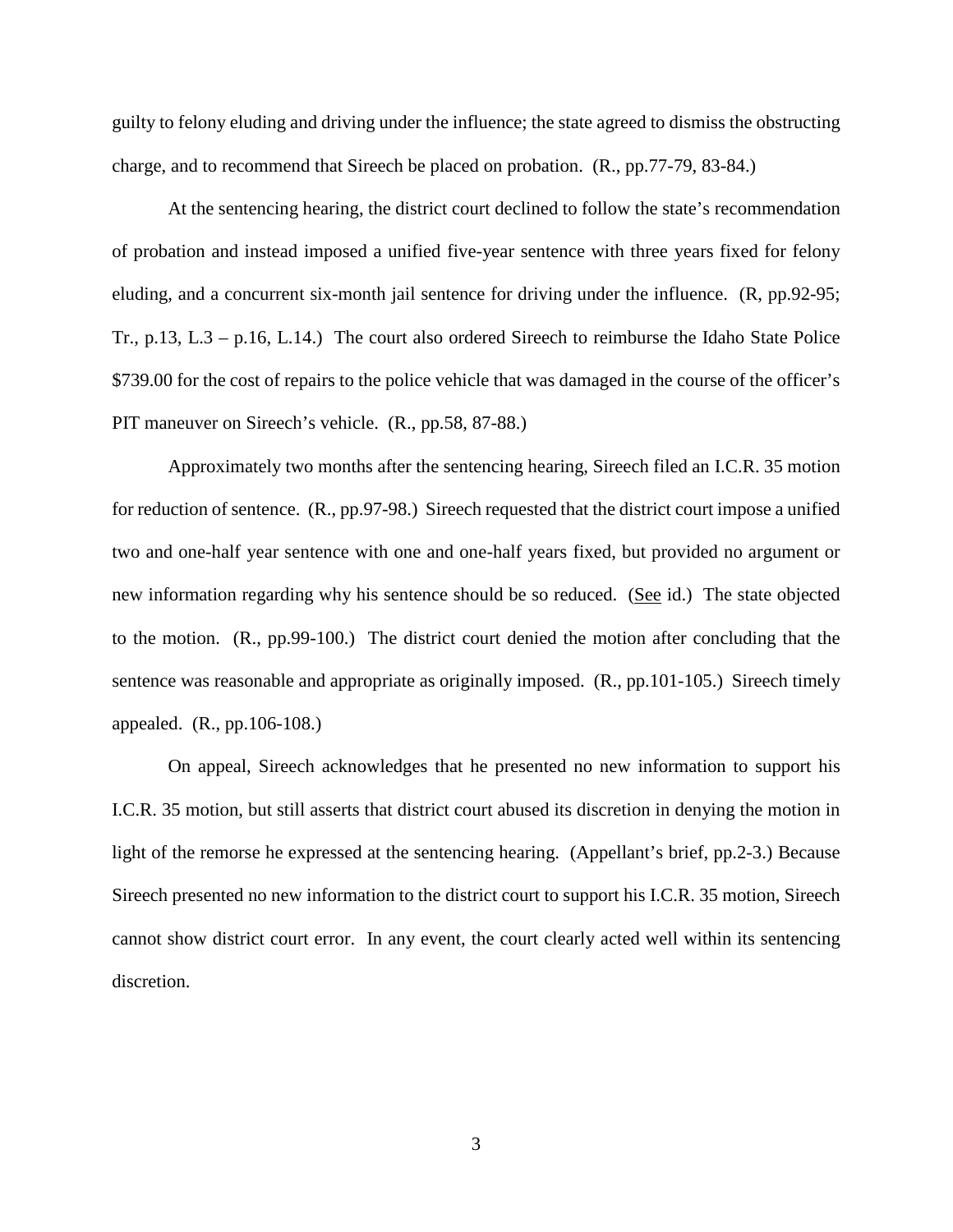guilty to felony eluding and driving under the influence; the state agreed to dismiss the obstructing charge, and to recommend that Sireech be placed on probation. (R., pp.77-79, 83-84.)

At the sentencing hearing, the district court declined to follow the state's recommendation of probation and instead imposed a unified five-year sentence with three years fixed for felony eluding, and a concurrent six-month jail sentence for driving under the influence. (R, pp.92-95; Tr., p.13, L.3 – p.16, L.14.) The court also ordered Sireech to reimburse the Idaho State Police $739.00 for the cost of repairs to the police vehicle that was damaged in the course of the officer's PIT maneuver on Sireech's vehicle. (R., pp.58, 87-88.)

Approximately two months after the sentencing hearing, Sireech filed an I.C.R. 35 motion for reduction of sentence. (R., pp.97-98.) Sireech requested that the district court impose a unified two and one-half year sentence with one and one-half years fixed, but provided no argument or new information regarding why his sentence should be so reduced. (See id.) The state objected to the motion. (R., pp.99-100.) The district court denied the motion after concluding that the sentence was reasonable and appropriate as originally imposed. (R., pp.101-105.) Sireech timely appealed. (R., pp.106-108.)

On appeal, Sireech acknowledges that he presented no new information to support his I.C.R. 35 motion, but still asserts that district court abused its discretion in denying the motion in light of the remorse he expressed at the sentencing hearing. (Appellant's brief, pp.2-3.) Because Sireech presented no new information to the district court to support his I.C.R. 35 motion, Sireech cannot show district court error. In any event, the court clearly acted well within its sentencing discretion.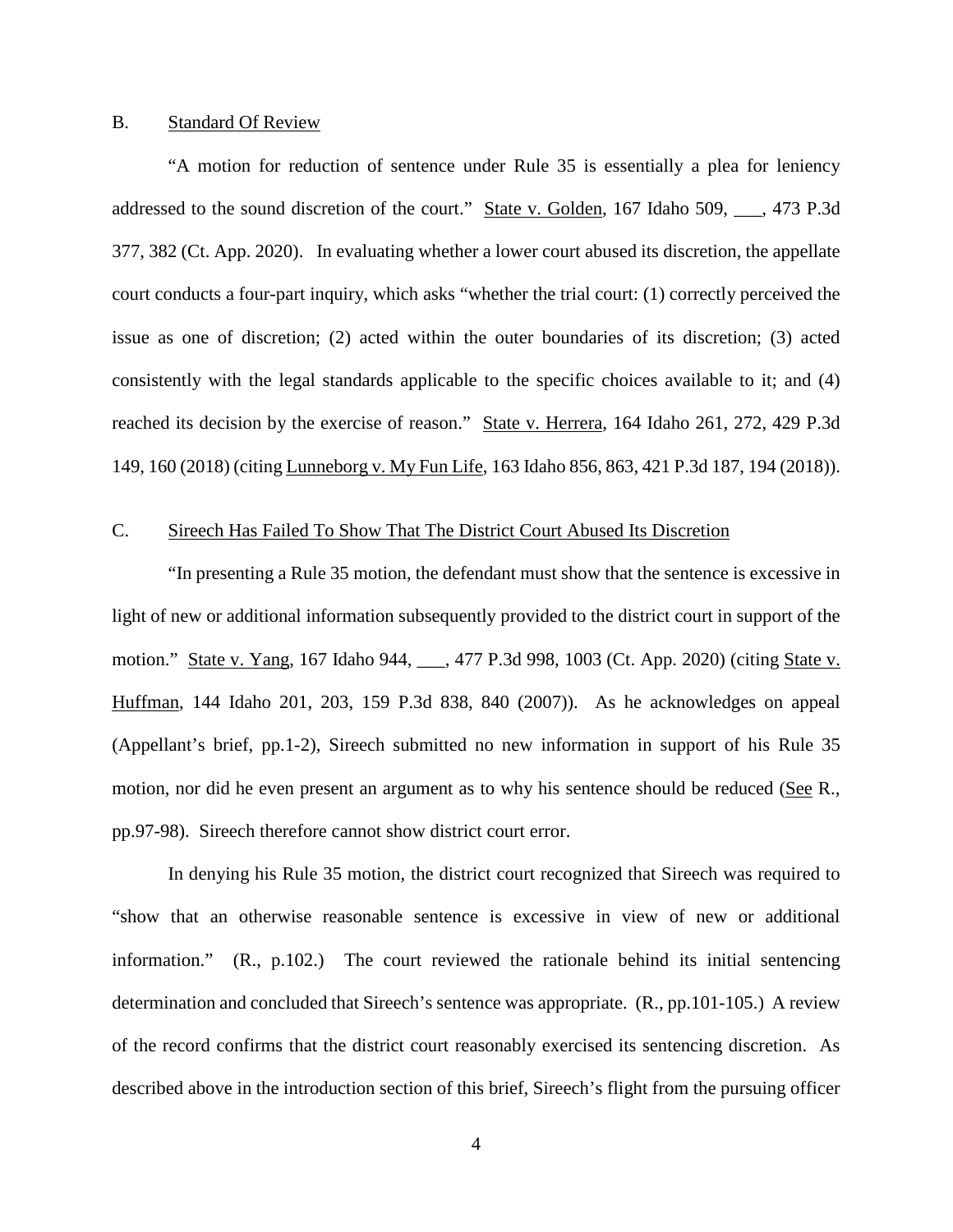B. Standard Of Review

"A motion for reduction of sentence under Rule 35 is essentially a plea for leniency addressed to the sound discretion of the court." State v. Golden, 167 Idaho 509, ___, 473 P.3d 377, 382 (Ct. App. 2020). In evaluating whether a lower court abused its discretion, the appellate court conducts a four-part inquiry, which asks "whether the trial court: (1) correctly perceived the issue as one of discretion; (2) acted within the outer boundaries of its discretion; (3) acted consistently with the legal standards applicable to the specific choices available to it; and (4) reached its decision by the exercise of reason." State v. Herrera, 164 Idaho 261, 272, 429 P.3d 149, 160 (2018) (citing Lunneborg v. My Fun Life, 163 Idaho 856, 863, 421 P.3d 187, 194 (2018)).

C. Sireech Has Failed To Show That The District Court Abused Its Discretion

"In presenting a Rule 35 motion, the defendant must show that the sentence is excessive in light of new or additional information subsequently provided to the district court in support of the motion." State v. Yang, 167 Idaho 944, ___, 477 P.3d 998, 1003 (Ct. App. 2020) (citing State v. Huffman, 144 Idaho 201, 203, 159 P.3d 838, 840 (2007)). As he acknowledges on appeal (Appellant's brief, pp.1-2), Sireech submitted no new information in support of his Rule 35 motion, nor did he even present an argument as to why his sentence should be reduced (See R., pp.97-98). Sireech therefore cannot show district court error.

In denying his Rule 35 motion, the district court recognized that Sireech was required to "show that an otherwise reasonable sentence is excessive in view of new or additional information." (R., p.102.) The court reviewed the rationale behind its initial sentencing determination and concluded that Sireech's sentence was appropriate. (R., pp.101-105.) A review of the record confirms that the district court reasonably exercised its sentencing discretion. As described above in the introduction section of this brief, Sireech's flight from the pursuing officer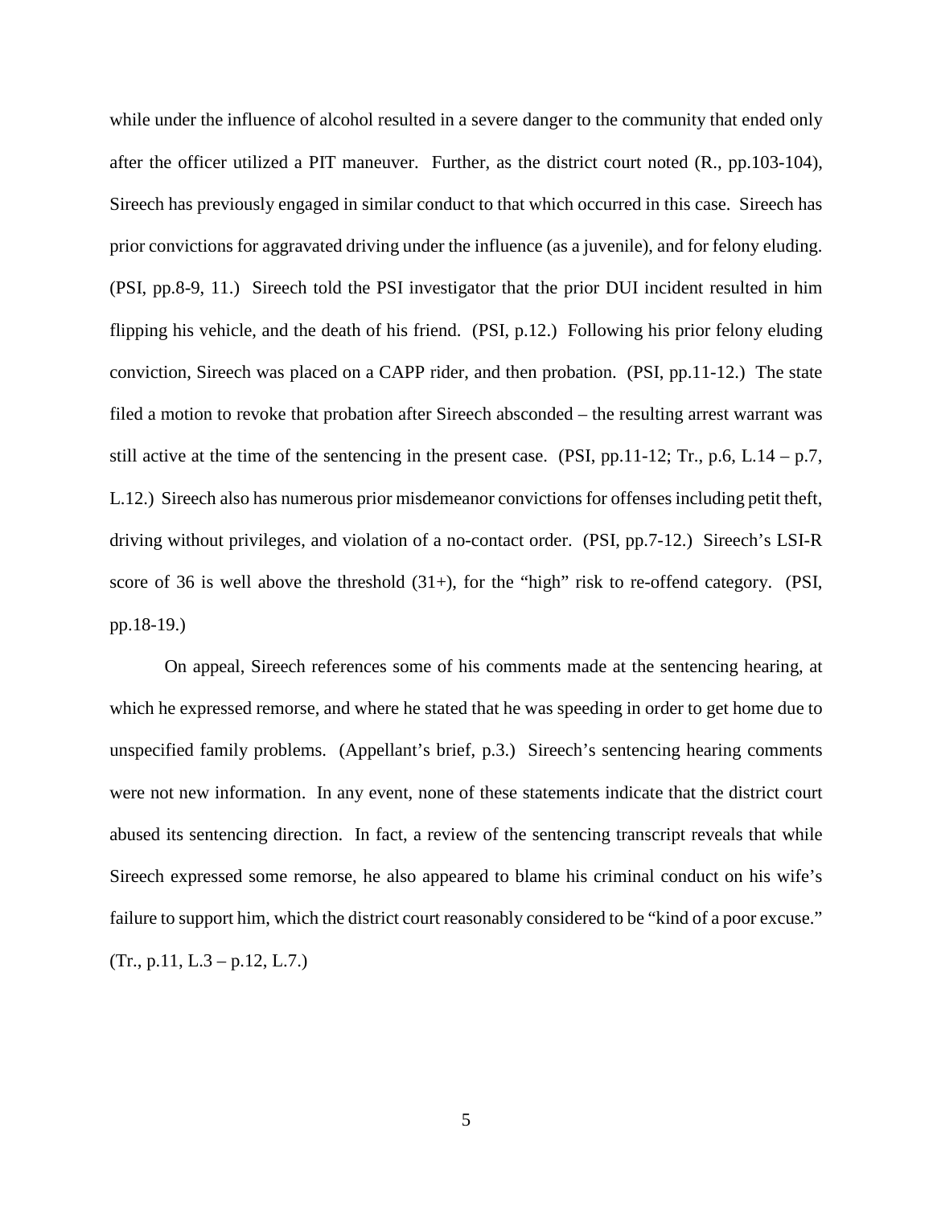while under the influence of alcohol resulted in a severe danger to the community that ended only after the officer utilized a PIT maneuver. Further, as the district court noted (R., pp.103-104), Sireech has previously engaged in similar conduct to that which occurred in this case. Sireech has prior convictions for aggravated driving under the influence (as a juvenile), and for felony eluding. (PSI, pp.8-9, 11.) Sireech told the PSI investigator that the prior DUI incident resulted in him flipping his vehicle, and the death of his friend. (PSI, p.12.) Following his prior felony eluding conviction, Sireech was placed on a CAPP rider, and then probation. (PSI, pp.11-12.) The state filed a motion to revoke that probation after Sireech absconded – the resulting arrest warrant was still active at the time of the sentencing in the present case. (PSI, pp.11-12; Tr., p.6, L.14 – p.7, L.12.) Sireech also has numerous prior misdemeanor convictions for offenses including petit theft, driving without privileges, and violation of a no-contact order. (PSI, pp.7-12.) Sireech's LSI-R score of 36 is well above the threshold (31+), for the "high" risk to re-offend category. (PSI, pp.18-19.)

On appeal, Sireech references some of his comments made at the sentencing hearing, at which he expressed remorse, and where he stated that he was speeding in order to get home due to unspecified family problems. (Appellant's brief, p.3.) Sireech's sentencing hearing comments were not new information. In any event, none of these statements indicate that the district court abused its sentencing direction. In fact, a review of the sentencing transcript reveals that while Sireech expressed some remorse, he also appeared to blame his criminal conduct on his wife's failure to support him, which the district court reasonably considered to be "kind of a poor excuse." (Tr., p.11, L.3 – p.12, L.7.)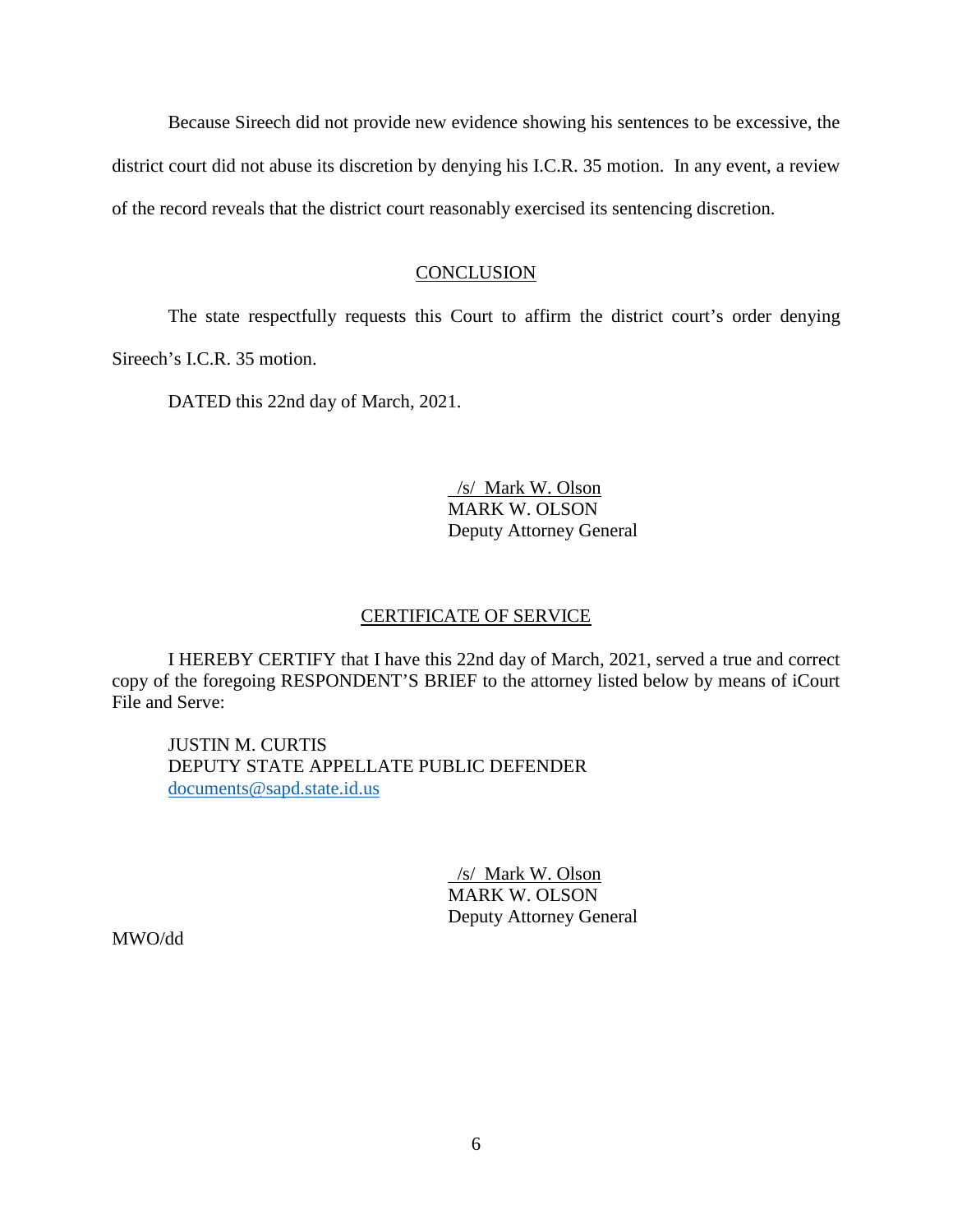Because Sireech did not provide new evidence showing his sentences to be excessive, the district court did not abuse its discretion by denying his I.C.R. 35 motion. In any event, a review of the record reveals that the district court reasonably exercised its sentencing discretion.

## CONCLUSION

The state respectfully requests this Court to affirm the district court's order denying Sireech's I.C.R. 35 motion.

DATED this 22nd day of March, 2021.

/s/ Mark W. Olson
MARK W. OLSON
Deputy Attorney General

## CERTIFICATE OF SERVICE

I HEREBY CERTIFY that I have this 22nd day of March, 2021, served a true and correct copy of the foregoing RESPONDENT'S BRIEF to the attorney listed below by means of iCourt File and Serve:

JUSTIN M. CURTIS
DEPUTY STATE APPELLATE PUBLIC DEFENDER
documents@sapd.state.id.us

/s/ Mark W. Olson
MARK W. OLSON
Deputy Attorney General

MWO/dd